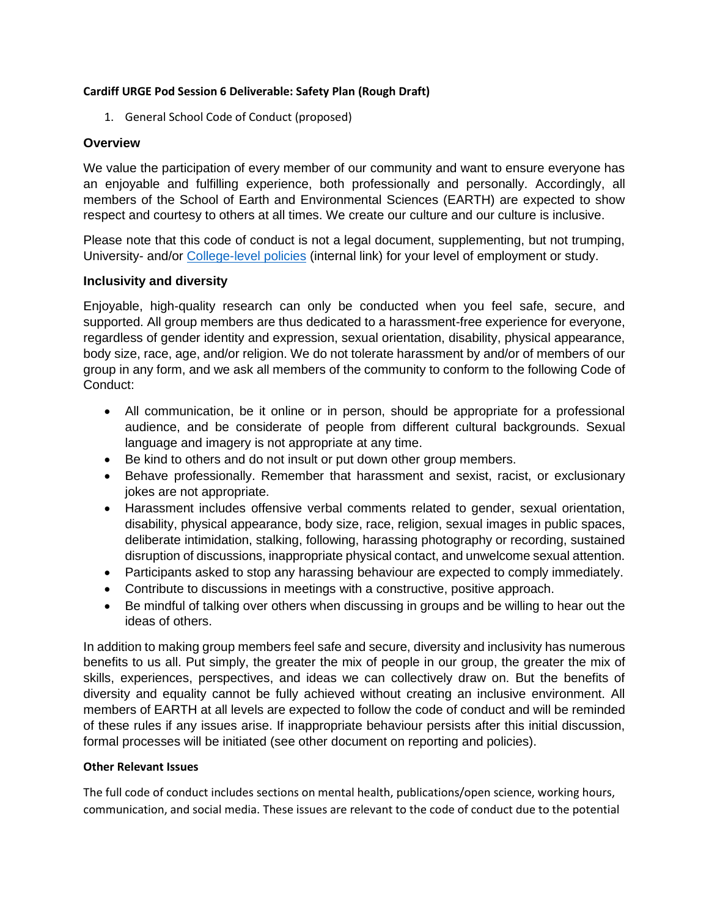**Cardiff URGE Pod Session 6 Deliverable: Safety Plan (Rough Draft)**

1. General School Code of Conduct (proposed)

## Overview

We value the participation of every member of our community and want to ensure everyone has an enjoyable and fulfilling experience, both professionally and personally. Accordingly, all members of the School of Earth and Environmental Sciences (EARTH) are expected to show respect and courtesy to others at all times. We create our culture and our culture is inclusive.

Please note that this code of conduct is not a legal document, supplementing, but not trumping, University- and/or [College-level policies](#) (internal link) for your level of employment or study.

## Inclusivity and diversity

Enjoyable, high-quality research can only be conducted when you feel safe, secure, and supported. All group members are thus dedicated to a harassment-free experience for everyone, regardless of gender identity and expression, sexual orientation, disability, physical appearance, body size, race, age, and/or religion. We do not tolerate harassment by and/or of members of our group in any form, and we ask all members of the community to conform to the following Code of Conduct:

- All communication, be it online or in person, should be appropriate for a professional audience, and be considerate of people from different cultural backgrounds. Sexual language and imagery is not appropriate at any time.
- Be kind to others and do not insult or put down other group members.
- Behave professionally. Remember that harassment and sexist, racist, or exclusionary jokes are not appropriate.
- Harassment includes offensive verbal comments related to gender, sexual orientation, disability, physical appearance, body size, race, religion, sexual images in public spaces, deliberate intimidation, stalking, following, harassing photography or recording, sustained disruption of discussions, inappropriate physical contact, and unwelcome sexual attention.
- Participants asked to stop any harassing behaviour are expected to comply immediately.
- Contribute to discussions in meetings with a constructive, positive approach.
- Be mindful of talking over others when discussing in groups and be willing to hear out the ideas of others.

In addition to making group members feel safe and secure, diversity and inclusivity has numerous benefits to us all. Put simply, the greater the mix of people in our group, the greater the mix of skills, experiences, perspectives, and ideas we can collectively draw on. But the benefits of diversity and equality cannot be fully achieved without creating an inclusive environment. All members of EARTH at all levels are expected to follow the code of conduct and will be reminded of these rules if any issues arise. If inappropriate behaviour persists after this initial discussion, formal processes will be initiated (see other document on reporting and policies).

### Other Relevant Issues

The full code of conduct includes sections on mental health, publications/open science, working hours, communication, and social media. These issues are relevant to the code of conduct due to the potential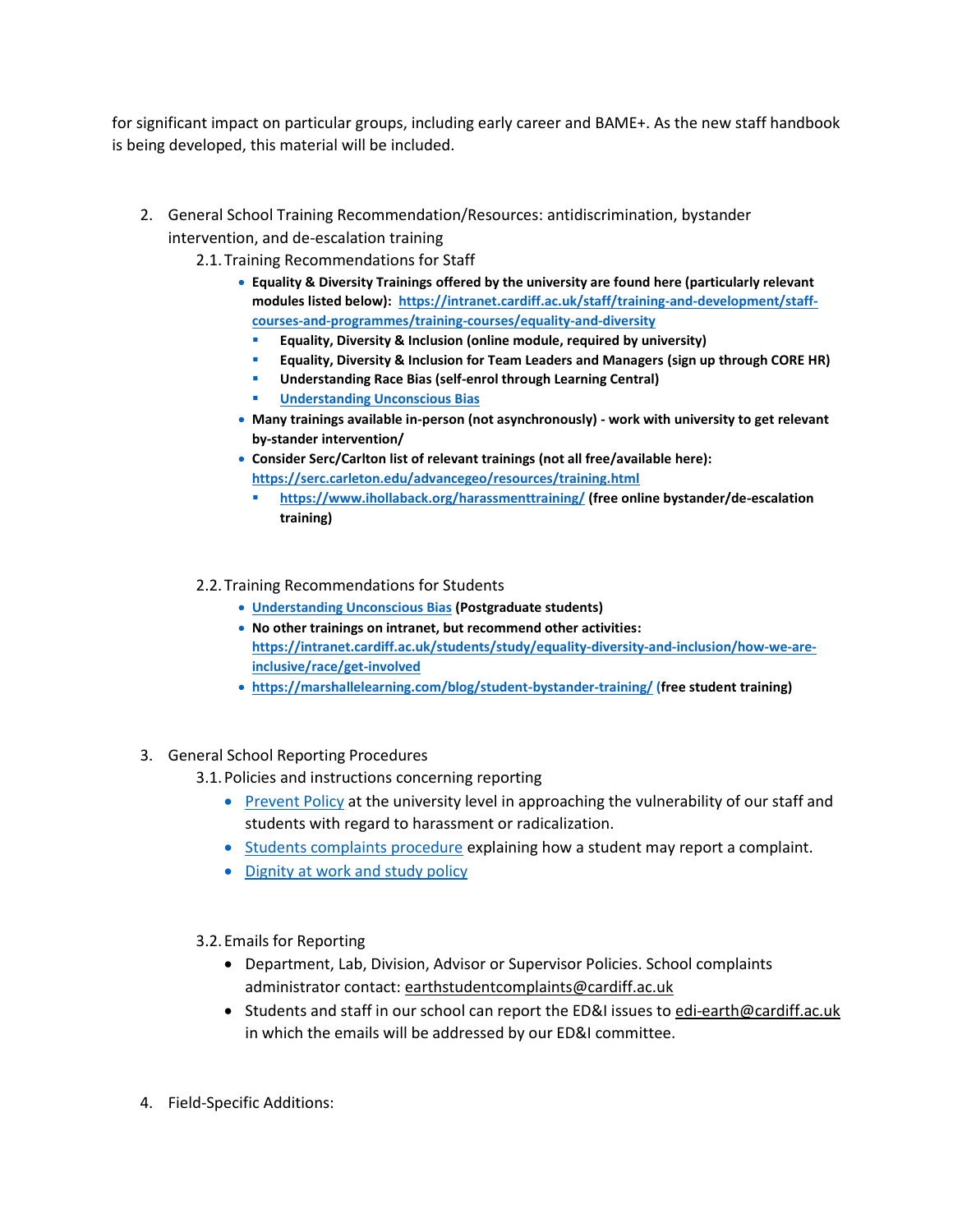for significant impact on particular groups, including early career and BAME+. As the new staff handbook is being developed, this material will be included.

2. General School Training Recommendation/Resources: antidiscrimination, bystander intervention, and de-escalation training
    2.1. Training Recommendations for Staff
    - **Equality & Diversity Trainings offered by the university are found here (particularly relevant modules listed below): [https://intranet.cardiff.ac.uk/staff/training-and-development/staff-courses-and-programmes/training-courses/equality-and-diversity](https://intranet.cardiff.ac.uk/staff/training-and-development/staff-courses-and-programmes/training-courses/equality-and-diversity)**
        - **Equality, Diversity & Inclusion (online module, required by university)**
        - **Equality, Diversity & Inclusion for Team Leaders and Managers (sign up through CORE HR)**
        - **Understanding Race Bias (self-enrol through Learning Central)**
        - **Understanding Unconscious Bias**
    - **Many trainings available in-person (not asynchronously) - work with university to get relevant by-stander intervention/**
    - **Consider Serc/Carlton list of relevant trainings (not all free/available here): [https://serc.carleton.edu/advancegeo/resources/training.html](https://serc.carleton.edu/advancegeo/resources/training.html)**
        - **[https://www.ihollaback.org/harassmenttraining/](https://www.ihollaback.org/harassmenttraining/) (free online bystander/de-escalation training)**

    2.2. Training Recommendations for Students
    - **Understanding Unconscious Bias (Postgraduate students)**
    - **No other trainings on intranet, but recommend other activities: [https://intranet.cardiff.ac.uk/students/study/equality-diversity-and-inclusion/how-we-are-inclusive/race/get-involved](https://intranet.cardiff.ac.uk/students/study/equality-diversity-and-inclusion/how-we-are-inclusive/race/get-involved)**
    - **[https://marshallelearning.com/blog/student-bystander-training/](https://marshallelearning.com/blog/student-bystander-training/) (free student training)**

3. General School Reporting Procedures
    3.1. Policies and instructions concerning reporting
    - Prevent Policy at the university level in approaching the vulnerability of our staff and students with regard to harassment or radicalization.
    - Students complaints procedure explaining how a student may report a complaint.
    - Dignity at work and study policy

    3.2. Emails for Reporting
    - Department, Lab, Division, Advisor or Supervisor Policies. School complaints administrator contact: earthstudentcomplaints@cardiff.ac.uk
    - Students and staff in our school can report the ED&I issues to edi-earth@cardiff.ac.uk in which the emails will be addressed by our ED&I committee.

4. Field-Specific Additions: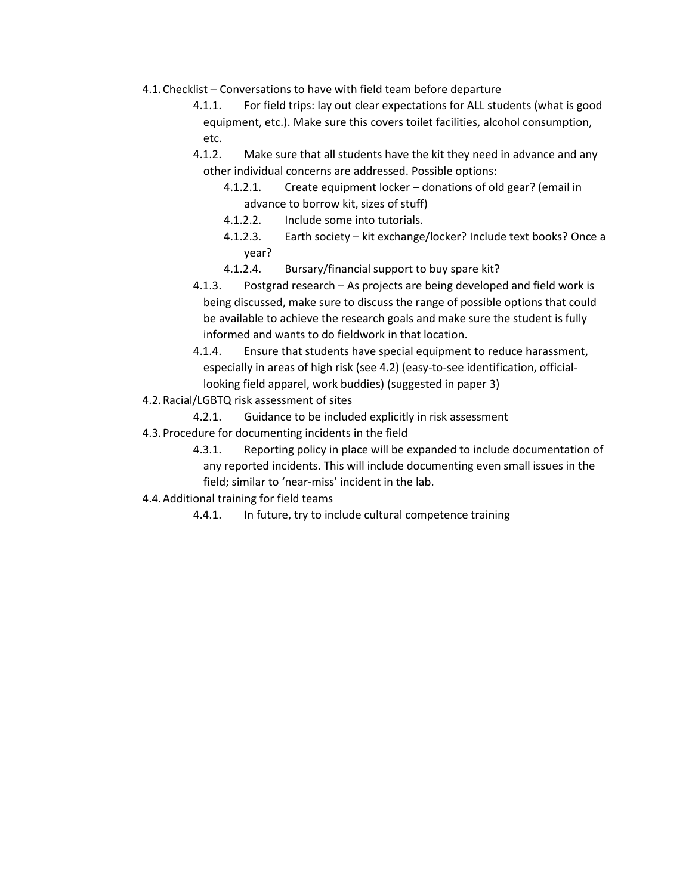- 4.1. Checklist – Conversations to have with field team before departure
  - 4.1.1. For field trips: lay out clear expectations for ALL students (what is good equipment, etc.). Make sure this covers toilet facilities, alcohol consumption, etc.
  - 4.1.2. Make sure that all students have the kit they need in advance and any other individual concerns are addressed. Possible options:
    - 4.1.2.1. Create equipment locker – donations of old gear? (email in advance to borrow kit, sizes of stuff)
    - 4.1.2.2. Include some into tutorials.
    - 4.1.2.3. Earth society – kit exchange/locker? Include text books? Once a year?
    - 4.1.2.4. Bursary/financial support to buy spare kit?
  - 4.1.3. Postgrad research – As projects are being developed and field work is being discussed, make sure to discuss the range of possible options that could be available to achieve the research goals and make sure the student is fully informed and wants to do fieldwork in that location.
  - 4.1.4. Ensure that students have special equipment to reduce harassment, especially in areas of high risk (see 4.2) (easy-to-see identification, official-looking field apparel, work buddies) (suggested in paper 3)
- 4.2. Racial/LGBTQ risk assessment of sites
  - 4.2.1. Guidance to be included explicitly in risk assessment
- 4.3. Procedure for documenting incidents in the field
  - 4.3.1. Reporting policy in place will be expanded to include documentation of any reported incidents. This will include documenting even small issues in the field; similar to 'near-miss' incident in the lab.
- 4.4. Additional training for field teams
  - 4.4.1. In future, try to include cultural competence training